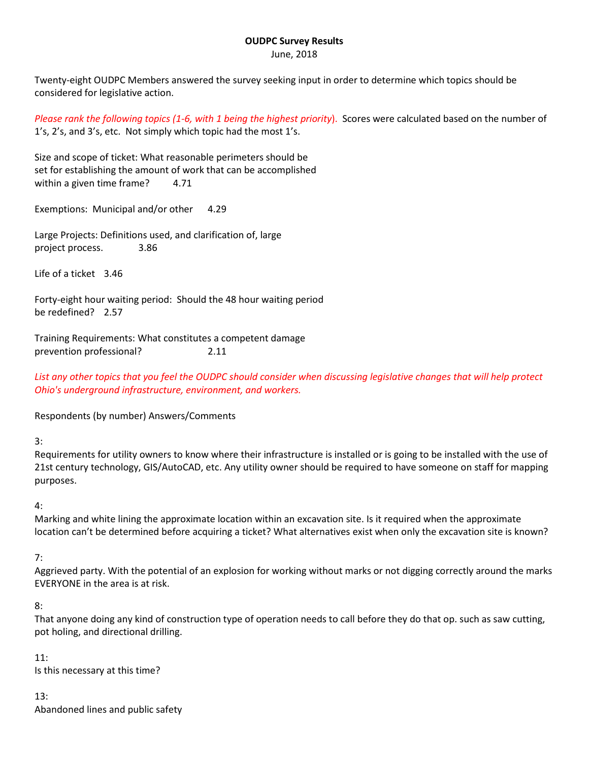**OUDPC Survey Results**

June, 2018

Twenty-eight OUDPC Members answered the survey seeking input in order to determine which topics should be considered for legislative action.

*Please rank the following topics (1-6, with 1 being the highest priority).* Scores were calculated based on the number of 1's, 2's, and 3's, etc. Not simply which topic had the most 1's.

Size and scope of ticket: What reasonable perimeters should be set for establishing the amount of work that can be accomplished within a given time frame? 4.71

Exemptions: Municipal and/or other 4.29

Large Projects: Definitions used, and clarification of, large project process. 3.86

Life of a ticket 3.46

Forty-eight hour waiting period: Should the 48 hour waiting period be redefined? 2.57

Training Requirements: What constitutes a competent damage prevention professional? 2.11

*List any other topics that you feel the OUDPC should consider when discussing legislative changes that will help protect Ohio's underground infrastructure, environment, and workers.*

Respondents (by number) Answers/Comments

3:
Requirements for utility owners to know where their infrastructure is installed or is going to be installed with the use of 21st century technology, GIS/AutoCAD, etc. Any utility owner should be required to have someone on staff for mapping purposes.

4:
Marking and white lining the approximate location within an excavation site. Is it required when the approximate location can't be determined before acquiring a ticket? What alternatives exist when only the excavation site is known?

7:
Aggrieved party. With the potential of an explosion for working without marks or not digging correctly around the marks EVERYONE in the area is at risk.

8:
That anyone doing any kind of construction type of operation needs to call before they do that op. such as saw cutting, pot holing, and directional drilling.

11:
Is this necessary at this time?

13:
Abandoned lines and public safety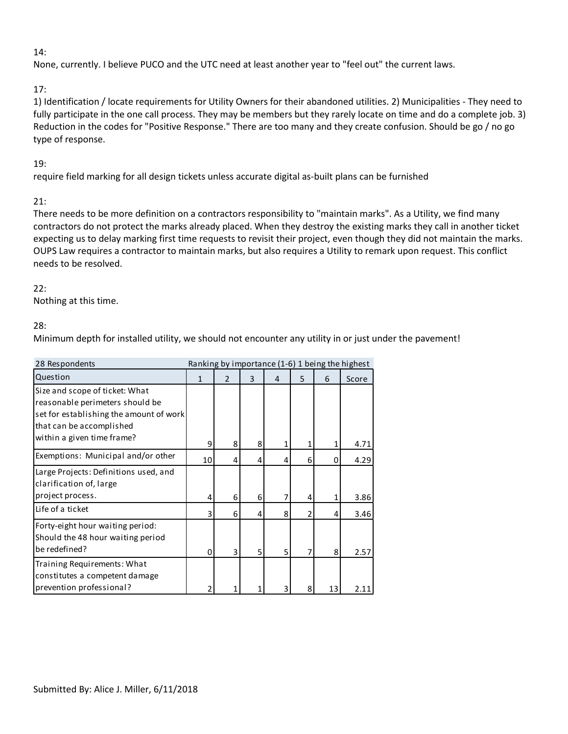14:
None, currently. I believe PUCO and the UTC need at least another year to "feel out" the current laws.

17:
1) Identification / locate requirements for Utility Owners for their abandoned utilities. 2) Municipalities - They need to fully participate in the one call process. They may be members but they rarely locate on time and do a complete job. 3) Reduction in the codes for "Positive Response." There are too many and they create confusion. Should be go / no go type of response.

19:
require field marking for all design tickets unless accurate digital as-built plans can be furnished

21:
There needs to be more definition on a contractors responsibility to "maintain marks". As a Utility, we find many contractors do not protect the marks already placed. When they destroy the existing marks they call in another ticket expecting us to delay marking first time requests to revisit their project, even though they did not maintain the marks. OUPS Law requires a contractor to maintain marks, but also requires a Utility to remark upon request. This conflict needs to be resolved.

22:
Nothing at this time.

28:
Minimum depth for installed utility, we should not encounter any utility in or just under the pavement!

| 28 Respondents | Ranking by importance (1-6) 1 being the highest | | | | | | |
|---|---|---|---|---|---|---|---|
| Question | 1 | 2 | 3 | 4 | 5 | 6 | Score |
| Size and scope of ticket: What reasonable perimeters should be set for establishing the amount of work that can be accomplished within a given time frame? | 9 | 8 | 8 | 1 | 1 | 1 | 4.71 |
| Exemptions: Municipal and/or other | 10 | 4 | 4 | 4 | 6 | 0 | 4.29 |
| Large Projects: Definitions used, and clarification of, large project process. | 4 | 6 | 6 | 7 | 4 | 1 | 3.86 |
| Life of a ticket | 3 | 6 | 4 | 8 | 2 | 4 | 3.46 |
| Forty-eight hour waiting period: Should the 48 hour waiting period be redefined? | 0 | 3 | 5 | 5 | 7 | 8 | 2.57 |
| Training Requirements: What constitutes a competent damage prevention professional? | 2 | 1 | 1 | 3 | 8 | 13 | 2.11 |

Submitted By: Alice J. Miller, 6/11/2018